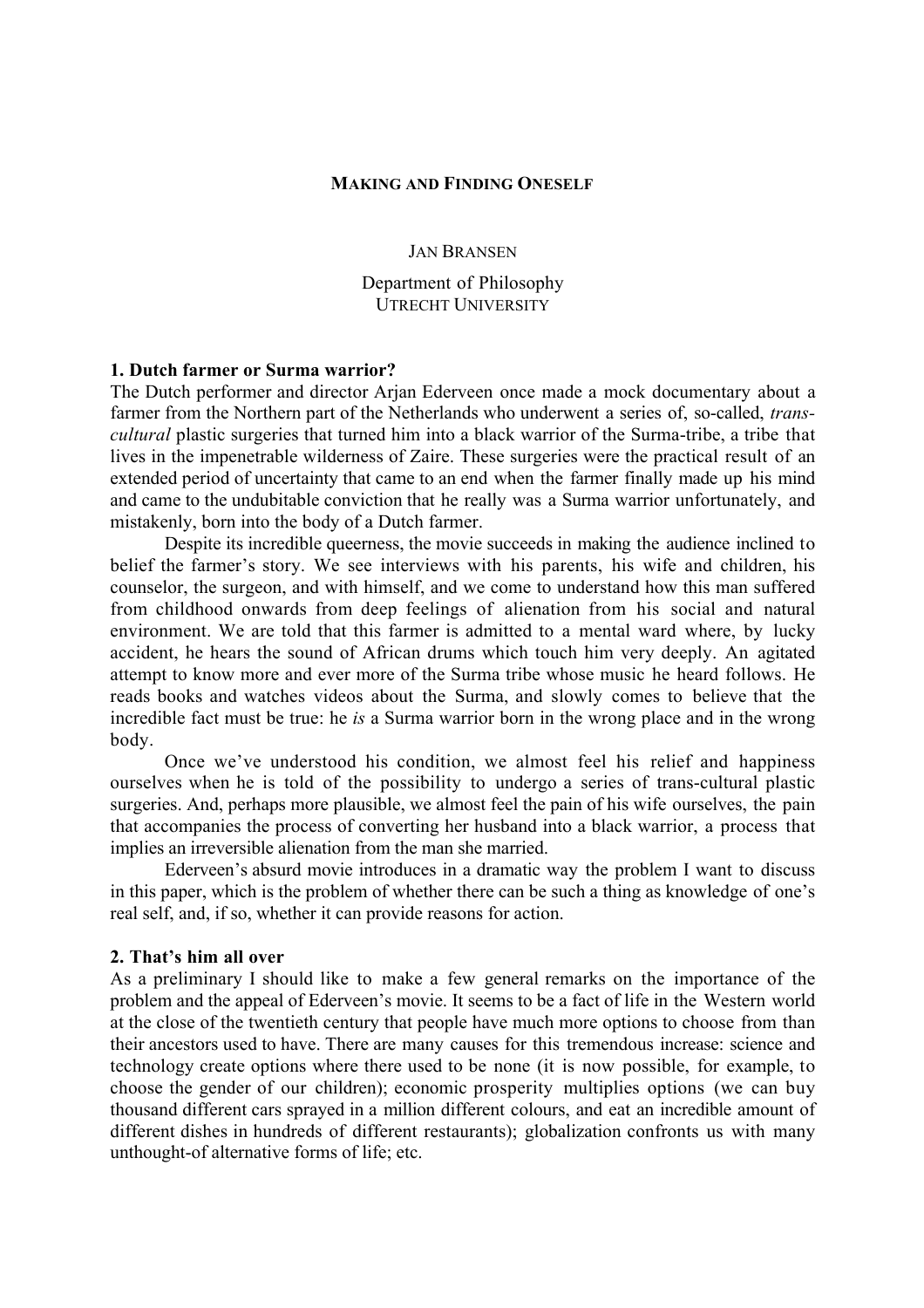# MAKING AND FINDING ONESELF

JAN BRANSEN

Department of Philosophy
UTRECHT UNIVERSITY

## 1. Dutch farmer or Surma warrior?

The Dutch performer and director Arjan Ederveen once made a mock documentary about a farmer from the Northern part of the Netherlands who underwent a series of, so-called, *trans-cultural* plastic surgeries that turned him into a black warrior of the Surma-tribe, a tribe that lives in the impenetrable wilderness of Zaire. These surgeries were the practical result of an extended period of uncertainty that came to an end when the farmer finally made up his mind and came to the undubitable conviction that he really was a Surma warrior unfortunately, and mistakenly, born into the body of a Dutch farmer.

Despite its incredible queerness, the movie succeeds in making the audience inclined to belief the farmer's story. We see interviews with his parents, his wife and children, his counselor, the surgeon, and with himself, and we come to understand how this man suffered from childhood onwards from deep feelings of alienation from his social and natural environment. We are told that this farmer is admitted to a mental ward where, by lucky accident, he hears the sound of African drums which touch him very deeply. An agitated attempt to know more and ever more of the Surma tribe whose music he heard follows. He reads books and watches videos about the Surma, and slowly comes to believe that the incredible fact must be true: he *is* a Surma warrior born in the wrong place and in the wrong body.

Once we've understood his condition, we almost feel his relief and happiness ourselves when he is told of the possibility to undergo a series of trans-cultural plastic surgeries. And, perhaps more plausible, we almost feel the pain of his wife ourselves, the pain that accompanies the process of converting her husband into a black warrior, a process that implies an irreversible alienation from the man she married.

Ederveen's absurd movie introduces in a dramatic way the problem I want to discuss in this paper, which is the problem of whether there can be such a thing as knowledge of one's real self, and, if so, whether it can provide reasons for action.

## 2. That's him all over

As a preliminary I should like to make a few general remarks on the importance of the problem and the appeal of Ederveen's movie. It seems to be a fact of life in the Western world at the close of the twentieth century that people have much more options to choose from than their ancestors used to have. There are many causes for this tremendous increase: science and technology create options where there used to be none (it is now possible, for example, to choose the gender of our children); economic prosperity multiplies options (we can buy thousand different cars sprayed in a million different colours, and eat an incredible amount of different dishes in hundreds of different restaurants); globalization confronts us with many unthought-of alternative forms of life; etc.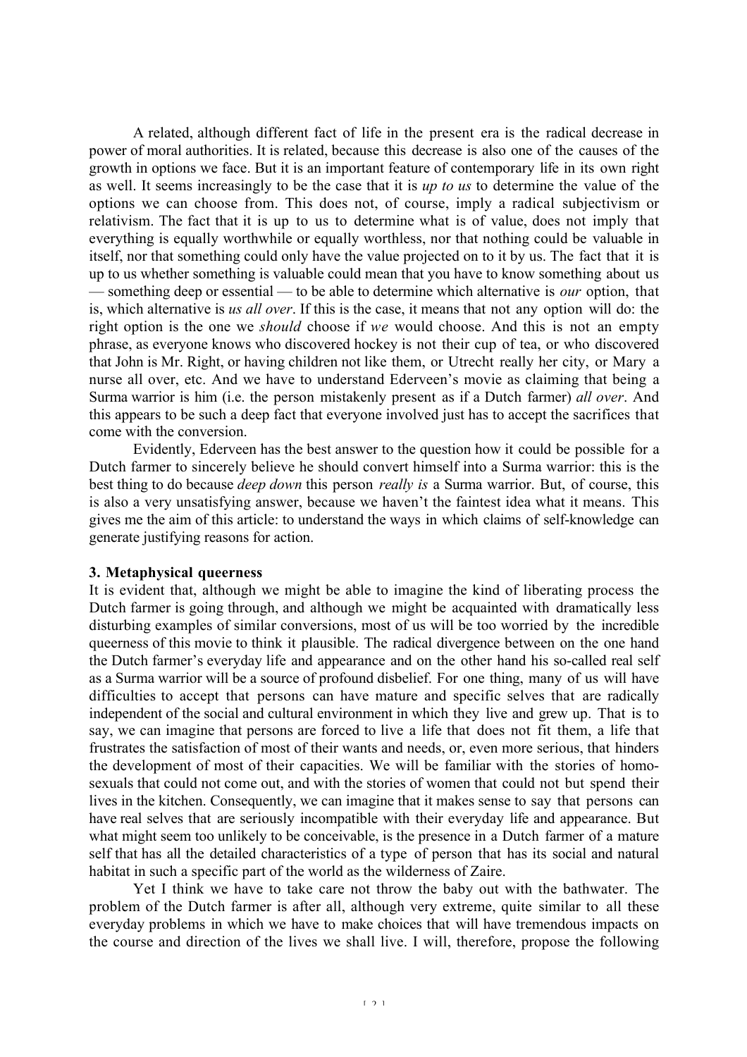A related, although different fact of life in the present era is the radical decrease in power of moral authorities. It is related, because this decrease is also one of the causes of the growth in options we face. But it is an important feature of contemporary life in its own right as well. It seems increasingly to be the case that it is *up to us* to determine the value of the options we can choose from. This does not, of course, imply a radical subjectivism or relativism. The fact that it is up to us to determine what is of value, does not imply that everything is equally worthwhile or equally worthless, nor that nothing could be valuable in itself, nor that something could only have the value projected on to it by us. The fact that it is up to us whether something is valuable could mean that you have to know something about us — something deep or essential — to be able to determine which alternative is *our* option, that is, which alternative is *us all over*. If this is the case, it means that not any option will do: the right option is the one we *should* choose if *we* would choose. And this is not an empty phrase, as everyone knows who discovered hockey is not their cup of tea, or who discovered that John is Mr. Right, or having children not like them, or Utrecht really her city, or Mary a nurse all over, etc. And we have to understand Ederveen's movie as claiming that being a Surma warrior is him (i.e. the person mistakenly present as if a Dutch farmer) *all over*. And this appears to be such a deep fact that everyone involved just has to accept the sacrifices that come with the conversion.

Evidently, Ederveen has the best answer to the question how it could be possible for a Dutch farmer to sincerely believe he should convert himself into a Surma warrior: this is the best thing to do because *deep down* this person *really is* a Surma warrior. But, of course, this is also a very unsatisfying answer, because we haven't the faintest idea what it means. This gives me the aim of this article: to understand the ways in which claims of self-knowledge can generate justifying reasons for action.

## 3. Metaphysical queerness

It is evident that, although we might be able to imagine the kind of liberating process the Dutch farmer is going through, and although we might be acquainted with dramatically less disturbing examples of similar conversions, most of us will be too worried by the incredible queerness of this movie to think it plausible. The radical divergence between on the one hand the Dutch farmer's everyday life and appearance and on the other hand his so-called real self as a Surma warrior will be a source of profound disbelief. For one thing, many of us will have difficulties to accept that persons can have mature and specific selves that are radically independent of the social and cultural environment in which they live and grew up. That is to say, we can imagine that persons are forced to live a life that does not fit them, a life that frustrates the satisfaction of most of their wants and needs, or, even more serious, that hinders the development of most of their capacities. We will be familiar with the stories of homo-sexuals that could not come out, and with the stories of women that could not but spend their lives in the kitchen. Consequently, we can imagine that it makes sense to say that persons can have real selves that are seriously incompatible with their everyday life and appearance. But what might seem too unlikely to be conceivable, is the presence in a Dutch farmer of a mature self that has all the detailed characteristics of a type of person that has its social and natural habitat in such a specific part of the world as the wilderness of Zaire.

Yet I think we have to take care not throw the baby out with the bathwater. The problem of the Dutch farmer is after all, although very extreme, quite similar to all these everyday problems in which we have to make choices that will have tremendous impacts on the course and direction of the lives we shall live. I will, therefore, propose the following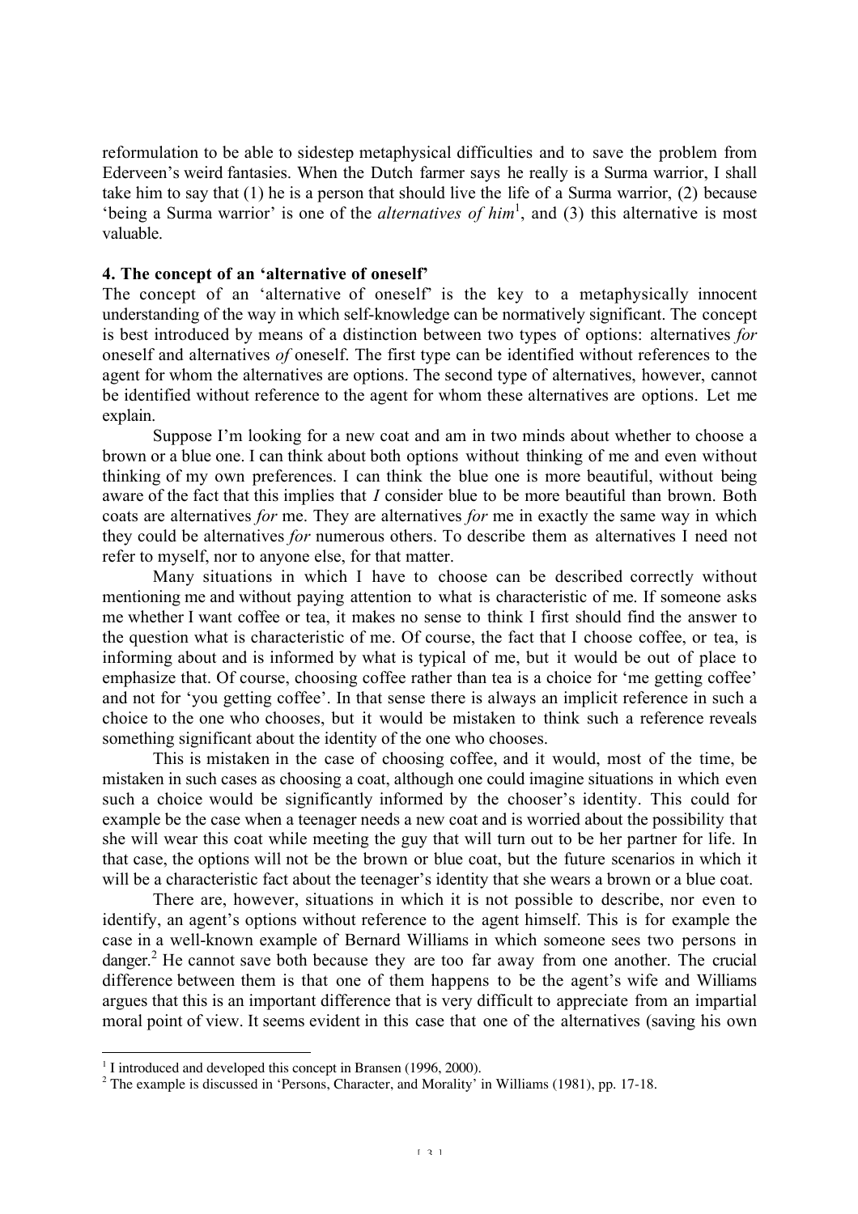reformulation to be able to sidestep metaphysical difficulties and to save the problem from Ederveen's weird fantasies. When the Dutch farmer says he really is a Surma warrior, I shall take him to say that (1) he is a person that should live the life of a Surma warrior, (2) because 'being a Surma warrior' is one of the *alternatives of him*[1], and (3) this alternative is most valuable.

### 4. The concept of an 'alternative of oneself'

The concept of an 'alternative of oneself' is the key to a metaphysically innocent understanding of the way in which self-knowledge can be normatively significant. The concept is best introduced by means of a distinction between two types of options: alternatives *for* oneself and alternatives *of* oneself. The first type can be identified without references to the agent for whom the alternatives are options. The second type of alternatives, however, cannot be identified without reference to the agent for whom these alternatives are options. Let me explain.

Suppose I'm looking for a new coat and am in two minds about whether to choose a brown or a blue one. I can think about both options without thinking of me and even without thinking of my own preferences. I can think the blue one is more beautiful, without being aware of the fact that this implies that *I* consider blue to be more beautiful than brown. Both coats are alternatives *for* me. They are alternatives *for* me in exactly the same way in which they could be alternatives *for* numerous others. To describe them as alternatives I need not refer to myself, nor to anyone else, for that matter.

Many situations in which I have to choose can be described correctly without mentioning me and without paying attention to what is characteristic of me. If someone asks me whether I want coffee or tea, it makes no sense to think I first should find the answer to the question what is characteristic of me. Of course, the fact that I choose coffee, or tea, is informing about and is informed by what is typical of me, but it would be out of place to emphasize that. Of course, choosing coffee rather than tea is a choice for 'me getting coffee' and not for 'you getting coffee'. In that sense there is always an implicit reference in such a choice to the one who chooses, but it would be mistaken to think such a reference reveals something significant about the identity of the one who chooses.

This is mistaken in the case of choosing coffee, and it would, most of the time, be mistaken in such cases as choosing a coat, although one could imagine situations in which even such a choice would be significantly informed by the chooser's identity. This could for example be the case when a teenager needs a new coat and is worried about the possibility that she will wear this coat while meeting the guy that will turn out to be her partner for life. In that case, the options will not be the brown or blue coat, but the future scenarios in which it will be a characteristic fact about the teenager's identity that she wears a brown or a blue coat.

There are, however, situations in which it is not possible to describe, nor even to identify, an agent's options without reference to the agent himself. This is for example the case in a well-known example of Bernard Williams in which someone sees two persons in danger.[2] He cannot save both because they are too far away from one another. The crucial difference between them is that one of them happens to be the agent's wife and Williams argues that this is an important difference that is very difficult to appreciate from an impartial moral point of view. It seems evident in this case that one of the alternatives (saving his own

---

[1] I introduced and developed this concept in Bransen (1996, 2000).

[2] The example is discussed in 'Persons, Character, and Morality' in Williams (1981), pp. 17-18.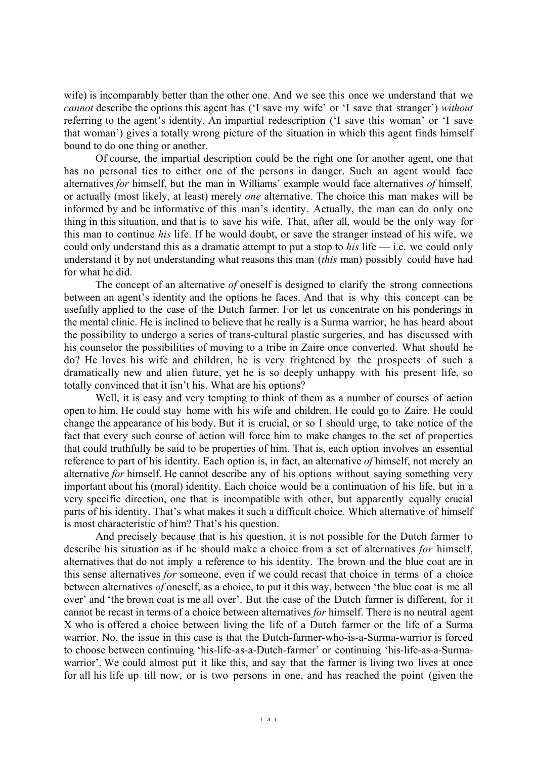wife) is incomparably better than the other one. And we see this once we understand that we *cannot* describe the options this agent has ('I save my wife' or 'I save that stranger') *without* referring to the agent's identity. An impartial redescription ('I save this woman' or 'I save that woman') gives a totally wrong picture of the situation in which this agent finds himself bound to do one thing or another.

Of course, the impartial description could be the right one for another agent, one that has no personal ties to either one of the persons in danger. Such an agent would face alternatives *for* himself, but the man in Williams' example would face alternatives *of* himself, or actually (most likely, at least) merely *one* alternative. The choice this man makes will be informed by and be informative of this man's identity. Actually, the man can do only one thing in this situation, and that is to save his wife. That, after all, would be the only way for this man to continue *his* life. If he would doubt, or save the stranger instead of his wife, we could only understand this as a dramatic attempt to put a stop to *his* life — i.e. we could only understand it by not understanding what reasons this man (*this* man) possibly could have had for what he did.

The concept of an alternative *of* oneself is designed to clarify the strong connections between an agent's identity and the options he faces. And that is why this concept can be usefully applied to the case of the Dutch farmer. For let us concentrate on his ponderings in the mental clinic. He is inclined to believe that he really is a Surma warrior, he has heard about the possibility to undergo a series of trans-cultural plastic surgeries, and has discussed with his counselor the possibilities of moving to a tribe in Zaire once converted. What should he do? He loves his wife and children, he is very frightened by the prospects of such a dramatically new and alien future, yet he is so deeply unhappy with his present life, so totally convinced that it isn't his. What are his options?

Well, it is easy and very tempting to think of them as a number of courses of action open to him. He could stay home with his wife and children. He could go to Zaire. He could change the appearance of his body. But it is crucial, or so I should urge, to take notice of the fact that every such course of action will force him to make changes to the set of properties that could truthfully be said to be properties of him. That is, each option involves an essential reference to part of his identity. Each option is, in fact, an alternative *of* himself, not merely an alternative *for* himself. He cannot describe any of his options without saying something very important about his (moral) identity. Each choice would be a continuation of his life, but in a very specific direction, one that is incompatible with other, but apparently equally crucial parts of his identity. That's what makes it such a difficult choice. Which alternative of himself is most characteristic of him? That's his question.

And precisely because that is his question, it is not possible for the Dutch farmer to describe his situation as if he should make a choice from a set of alternatives *for* himself, alternatives that do not imply a reference to his identity. The brown and the blue coat are in this sense alternatives *for* someone, even if we could recast that choice in terms of a choice between alternatives *of* oneself, as a choice, to put it this way, between 'the blue coat is me all over' and 'the brown coat is me all over'. But the case of the Dutch farmer is different, for it cannot be recast in terms of a choice between alternatives *for* himself. There is no neutral agent X who is offered a choice between living the life of a Dutch farmer or the life of a Surma warrior. No, the issue in this case is that the Dutch-farmer-who-is-a-Surma-warrior is forced to choose between continuing 'his-life-as-a-Dutch-farmer' or continuing 'his-life-as-a-Surma-warrior'. We could almost put it like this, and say that the farmer is living two lives at once for all his life up till now, or is two persons in one, and has reached the point (given the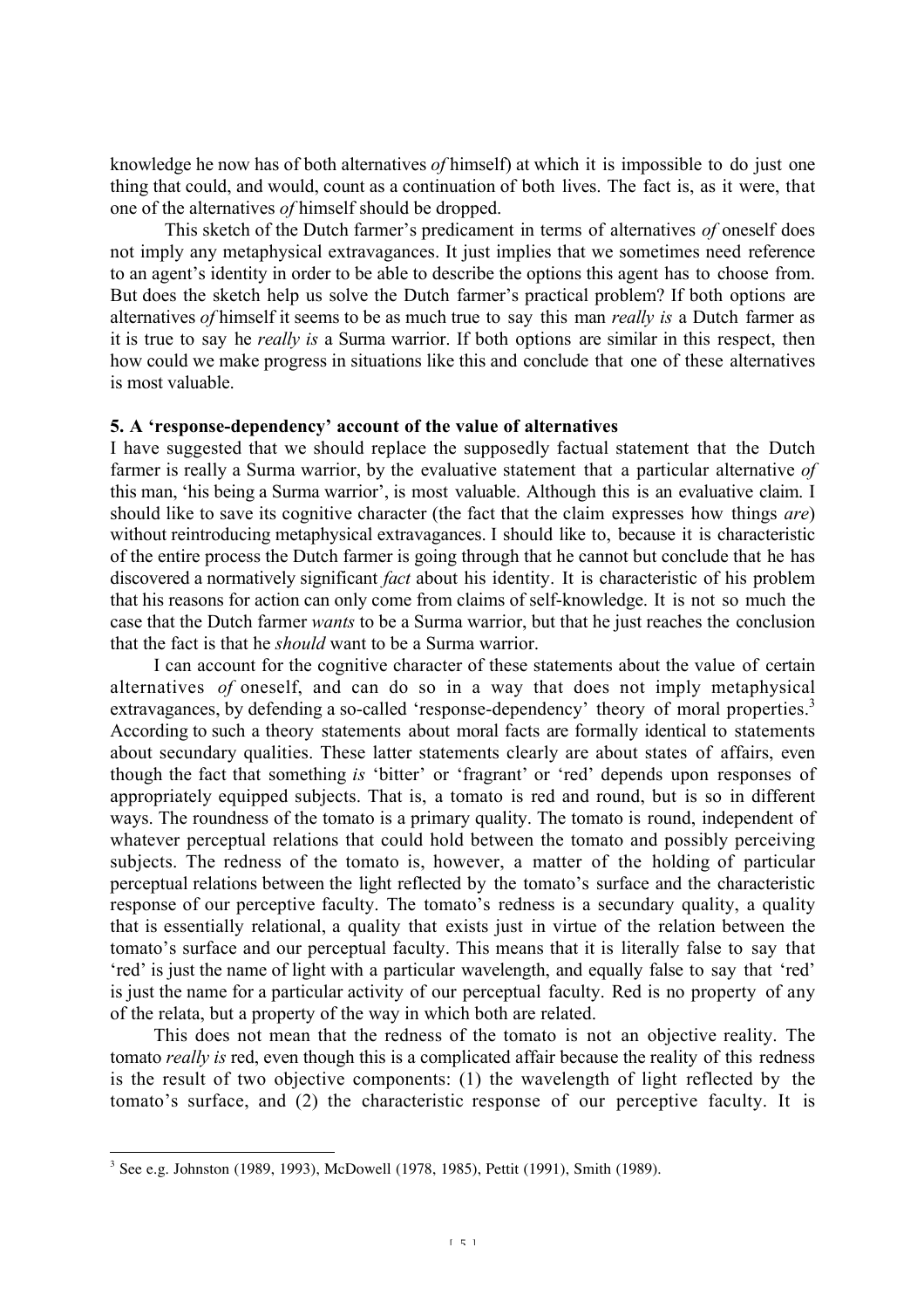knowledge he now has of both alternatives *of* himself) at which it is impossible to do just one thing that could, and would, count as a continuation of both lives. The fact is, as it were, that one of the alternatives *of* himself should be dropped.

This sketch of the Dutch farmer's predicament in terms of alternatives *of* oneself does not imply any metaphysical extravagances. It just implies that we sometimes need reference to an agent's identity in order to be able to describe the options this agent has to choose from. But does the sketch help us solve the Dutch farmer's practical problem? If both options are alternatives *of* himself it seems to be as much true to say this man *really is* a Dutch farmer as it is true to say he *really is* a Surma warrior. If both options are similar in this respect, then how could we make progress in situations like this and conclude that one of these alternatives is most valuable.

## 5. A 'response-dependency' account of the value of alternatives

I have suggested that we should replace the supposedly factual statement that the Dutch farmer is really a Surma warrior, by the evaluative statement that a particular alternative *of* this man, 'his being a Surma warrior', is most valuable. Although this is an evaluative claim. I should like to save its cognitive character (the fact that the claim expresses how things *are*) without reintroducing metaphysical extravagances. I should like to, because it is characteristic of the entire process the Dutch farmer is going through that he cannot but conclude that he has discovered a normatively significant *fact* about his identity. It is characteristic of his problem that his reasons for action can only come from claims of self-knowledge. It is not so much the case that the Dutch farmer *wants* to be a Surma warrior, but that he just reaches the conclusion that the fact is that he *should* want to be a Surma warrior.

I can account for the cognitive character of these statements about the value of certain alternatives *of* oneself, and can do so in a way that does not imply metaphysical extravagances, by defending a so-called 'response-dependency' theory of moral properties.[3] According to such a theory statements about moral facts are formally identical to statements about secundary qualities. These latter statements clearly are about states of affairs, even though the fact that something *is* 'bitter' or 'fragrant' or 'red' depends upon responses of appropriately equipped subjects. That is, a tomato is red and round, but is so in different ways. The roundness of the tomato is a primary quality. The tomato is round, independent of whatever perceptual relations that could hold between the tomato and possibly perceiving subjects. The redness of the tomato is, however, a matter of the holding of particular perceptual relations between the light reflected by the tomato's surface and the characteristic response of our perceptive faculty. The tomato's redness is a secundary quality, a quality that is essentially relational, a quality that exists just in virtue of the relation between the tomato's surface and our perceptual faculty. This means that it is literally false to say that 'red' is just the name of light with a particular wavelength, and equally false to say that 'red' is just the name for a particular activity of our perceptual faculty. Red is no property of any of the relata, but a property of the way in which both are related.

This does not mean that the redness of the tomato is not an objective reality. The tomato *really is* red, even though this is a complicated affair because the reality of this redness is the result of two objective components: (1) the wavelength of light reflected by the tomato's surface, and (2) the characteristic response of our perceptive faculty. It is

[3] See e.g. Johnston (1989, 1993), McDowell (1978, 1985), Pettit (1991), Smith (1989).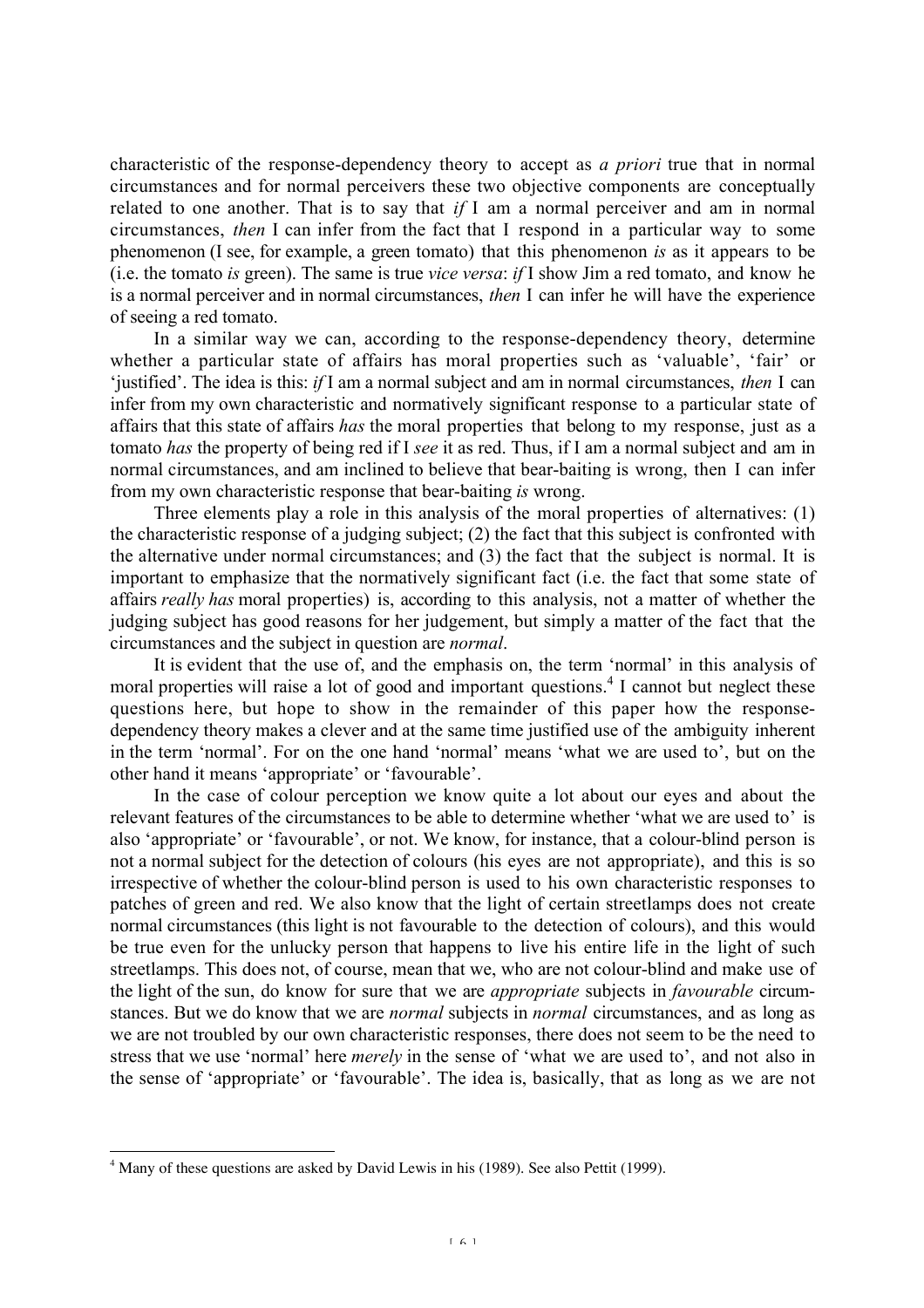characteristic of the response-dependency theory to accept as *a priori* true that in normal circumstances and for normal perceivers these two objective components are conceptually related to one another. That is to say that *if* I am a normal perceiver and am in normal circumstances, *then* I can infer from the fact that I respond in a particular way to some phenomenon (I see, for example, a green tomato) that this phenomenon *is* as it appears to be (i.e. the tomato *is* green). The same is true *vice versa*: *if* I show Jim a red tomato, and know he is a normal perceiver and in normal circumstances, *then* I can infer he will have the experience of seeing a red tomato.

In a similar way we can, according to the response-dependency theory, determine whether a particular state of affairs has moral properties such as 'valuable', 'fair' or 'justified'. The idea is this: *if* I am a normal subject and am in normal circumstances, *then* I can infer from my own characteristic and normatively significant response to a particular state of affairs that this state of affairs *has* the moral properties that belong to my response, just as a tomato *has* the property of being red if I *see* it as red. Thus, if I am a normal subject and am in normal circumstances, and am inclined to believe that bear-baiting is wrong, then I can infer from my own characteristic response that bear-baiting *is* wrong.

Three elements play a role in this analysis of the moral properties of alternatives: (1) the characteristic response of a judging subject; (2) the fact that this subject is confronted with the alternative under normal circumstances; and (3) the fact that the subject is normal. It is important to emphasize that the normatively significant fact (i.e. the fact that some state of affairs *really has* moral properties) is, according to this analysis, not a matter of whether the judging subject has good reasons for her judgement, but simply a matter of the fact that the circumstances and the subject in question are *normal*.

It is evident that the use of, and the emphasis on, the term 'normal' in this analysis of moral properties will raise a lot of good and important questions.[4] I cannot but neglect these questions here, but hope to show in the remainder of this paper how the response-dependency theory makes a clever and at the same time justified use of the ambiguity inherent in the term 'normal'. For on the one hand 'normal' means 'what we are used to', but on the other hand it means 'appropriate' or 'favourable'.

In the case of colour perception we know quite a lot about our eyes and about the relevant features of the circumstances to be able to determine whether 'what we are used to' is also 'appropriate' or 'favourable', or not. We know, for instance, that a colour-blind person is not a normal subject for the detection of colours (his eyes are not appropriate), and this is so irrespective of whether the colour-blind person is used to his own characteristic responses to patches of green and red. We also know that the light of certain streetlamps does not create normal circumstances (this light is not favourable to the detection of colours), and this would be true even for the unlucky person that happens to live his entire life in the light of such streetlamps. This does not, of course, mean that we, who are not colour-blind and make use of the light of the sun, do know for sure that we are *appropriate* subjects in *favourable* circumstances. But we do know that we are *normal* subjects in *normal* circumstances, and as long as we are not troubled by our own characteristic responses, there does not seem to be the need to stress that we use 'normal' here *merely* in the sense of 'what we are used to', and not also in the sense of 'appropriate' or 'favourable'. The idea is, basically, that as long as we are not

---

[4] Many of these questions are asked by David Lewis in his (1989). See also Pettit (1999).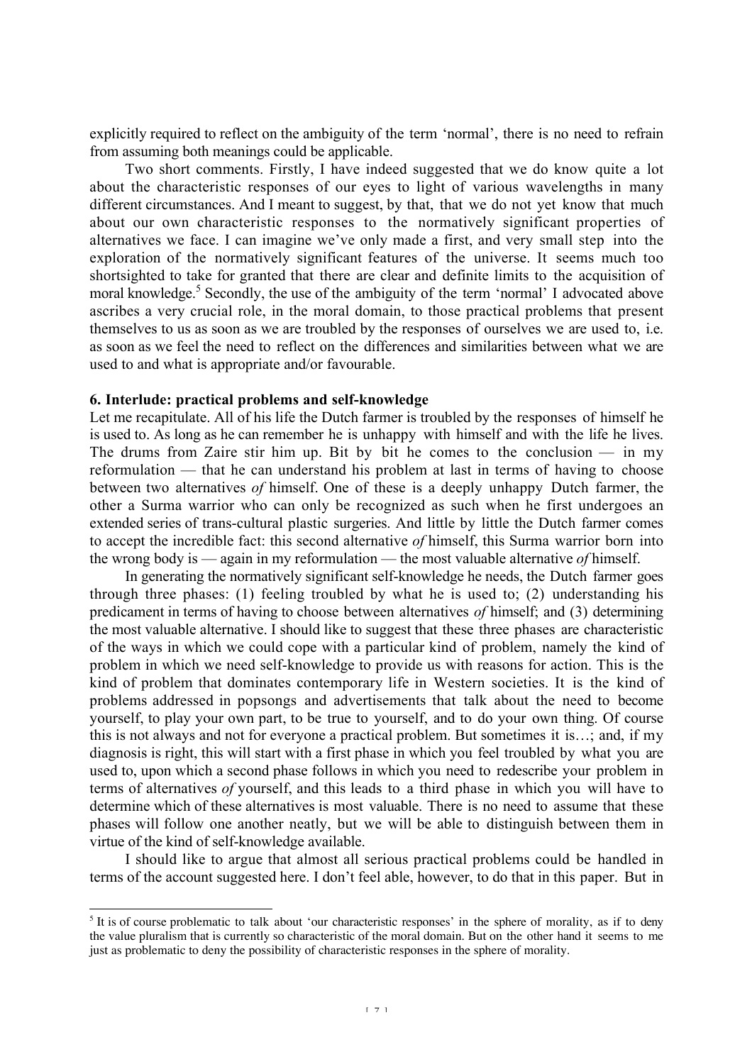explicitly required to reflect on the ambiguity of the term 'normal', there is no need to refrain from assuming both meanings could be applicable.

Two short comments. Firstly, I have indeed suggested that we do know quite a lot about the characteristic responses of our eyes to light of various wavelengths in many different circumstances. And I meant to suggest, by that, that we do not yet know that much about our own characteristic responses to the normatively significant properties of alternatives we face. I can imagine we've only made a first, and very small step into the exploration of the normatively significant features of the universe. It seems much too shortsighted to take for granted that there are clear and definite limits to the acquisition of moral knowledge.[5] Secondly, the use of the ambiguity of the term 'normal' I advocated above ascribes a very crucial role, in the moral domain, to those practical problems that present themselves to us as soon as we are troubled by the responses of ourselves we are used to, i.e. as soon as we feel the need to reflect on the differences and similarities between what we are used to and what is appropriate and/or favourable.

### 6. Interlude: practical problems and self-knowledge

Let me recapitulate. All of his life the Dutch farmer is troubled by the responses of himself he is used to. As long as he can remember he is unhappy with himself and with the life he lives. The drums from Zaire stir him up. Bit by bit he comes to the conclusion — in my reformulation — that he can understand his problem at last in terms of having to choose between two alternatives *of* himself. One of these is a deeply unhappy Dutch farmer, the other a Surma warrior who can only be recognized as such when he first undergoes an extended series of trans-cultural plastic surgeries. And little by little the Dutch farmer comes to accept the incredible fact: this second alternative *of* himself, this Surma warrior born into the wrong body is — again in my reformulation — the most valuable alternative *of* himself.

In generating the normatively significant self-knowledge he needs, the Dutch farmer goes through three phases: (1) feeling troubled by what he is used to; (2) understanding his predicament in terms of having to choose between alternatives *of* himself; and (3) determining the most valuable alternative. I should like to suggest that these three phases are characteristic of the ways in which we could cope with a particular kind of problem, namely the kind of problem in which we need self-knowledge to provide us with reasons for action. This is the kind of problem that dominates contemporary life in Western societies. It is the kind of problems addressed in popsongs and advertisements that talk about the need to become yourself, to play your own part, to be true to yourself, and to do your own thing. Of course this is not always and not for everyone a practical problem. But sometimes it is…; and, if my diagnosis is right, this will start with a first phase in which you feel troubled by what you are used to, upon which a second phase follows in which you need to redescribe your problem in terms of alternatives *of* yourself, and this leads to a third phase in which you will have to determine which of these alternatives is most valuable. There is no need to assume that these phases will follow one another neatly, but we will be able to distinguish between them in virtue of the kind of self-knowledge available.

I should like to argue that almost all serious practical problems could be handled in terms of the account suggested here. I don't feel able, however, to do that in this paper. But in

---

[5] It is of course problematic to talk about 'our characteristic responses' in the sphere of morality, as if to deny the value pluralism that is currently so characteristic of the moral domain. But on the other hand it seems to me just as problematic to deny the possibility of characteristic responses in the sphere of morality.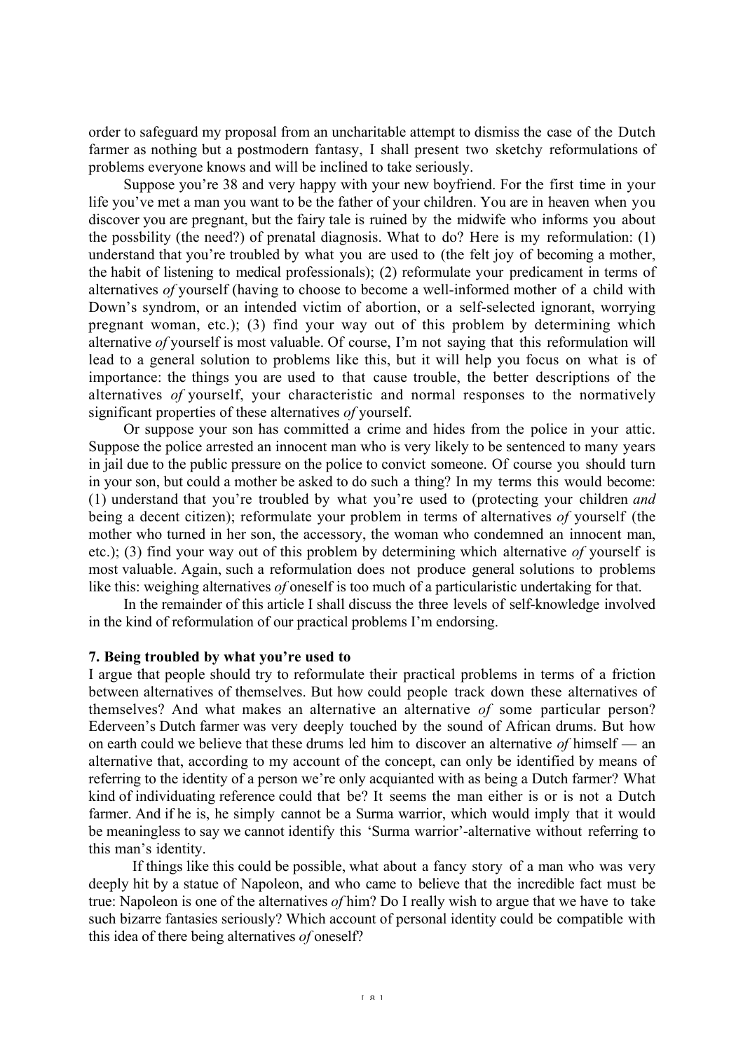order to safeguard my proposal from an uncharitable attempt to dismiss the case of the Dutch farmer as nothing but a postmodern fantasy, I shall present two sketchy reformulations of problems everyone knows and will be inclined to take seriously.

Suppose you're 38 and very happy with your new boyfriend. For the first time in your life you've met a man you want to be the father of your children. You are in heaven when you discover you are pregnant, but the fairy tale is ruined by the midwife who informs you about the possbility (the need?) of prenatal diagnosis. What to do? Here is my reformulation: (1) understand that you're troubled by what you are used to (the felt joy of becoming a mother, the habit of listening to medical professionals); (2) reformulate your predicament in terms of alternatives *of* yourself (having to choose to become a well-informed mother of a child with Down's syndrom, or an intended victim of abortion, or a self-selected ignorant, worrying pregnant woman, etc.); (3) find your way out of this problem by determining which alternative *of* yourself is most valuable. Of course, I'm not saying that this reformulation will lead to a general solution to problems like this, but it will help you focus on what is of importance: the things you are used to that cause trouble, the better descriptions of the alternatives *of* yourself, your characteristic and normal responses to the normatively significant properties of these alternatives *of* yourself.

Or suppose your son has committed a crime and hides from the police in your attic. Suppose the police arrested an innocent man who is very likely to be sentenced to many years in jail due to the public pressure on the police to convict someone. Of course you should turn in your son, but could a mother be asked to do such a thing? In my terms this would become: (1) understand that you're troubled by what you're used to (protecting your children *and* being a decent citizen); reformulate your problem in terms of alternatives *of* yourself (the mother who turned in her son, the accessory, the woman who condemned an innocent man, etc.); (3) find your way out of this problem by determining which alternative *of* yourself is most valuable. Again, such a reformulation does not produce general solutions to problems like this: weighing alternatives *of* oneself is too much of a particularistic undertaking for that.

In the remainder of this article I shall discuss the three levels of self-knowledge involved in the kind of reformulation of our practical problems I'm endorsing.

## 7. Being troubled by what you're used to

I argue that people should try to reformulate their practical problems in terms of a friction between alternatives of themselves. But how could people track down these alternatives of themselves? And what makes an alternative an alternative *of* some particular person? Ederveen's Dutch farmer was very deeply touched by the sound of African drums. But how on earth could we believe that these drums led him to discover an alternative *of* himself — an alternative that, according to my account of the concept, can only be identified by means of referring to the identity of a person we're only acquianted with as being a Dutch farmer? What kind of individuating reference could that be? It seems the man either is or is not a Dutch farmer. And if he is, he simply cannot be a Surma warrior, which would imply that it would be meaningless to say we cannot identify this 'Surma warrior'-alternative without referring to this man's identity.

If things like this could be possible, what about a fancy story of a man who was very deeply hit by a statue of Napoleon, and who came to believe that the incredible fact must be true: Napoleon is one of the alternatives *of* him? Do I really wish to argue that we have to take such bizarre fantasies seriously? Which account of personal identity could be compatible with this idea of there being alternatives *of* oneself?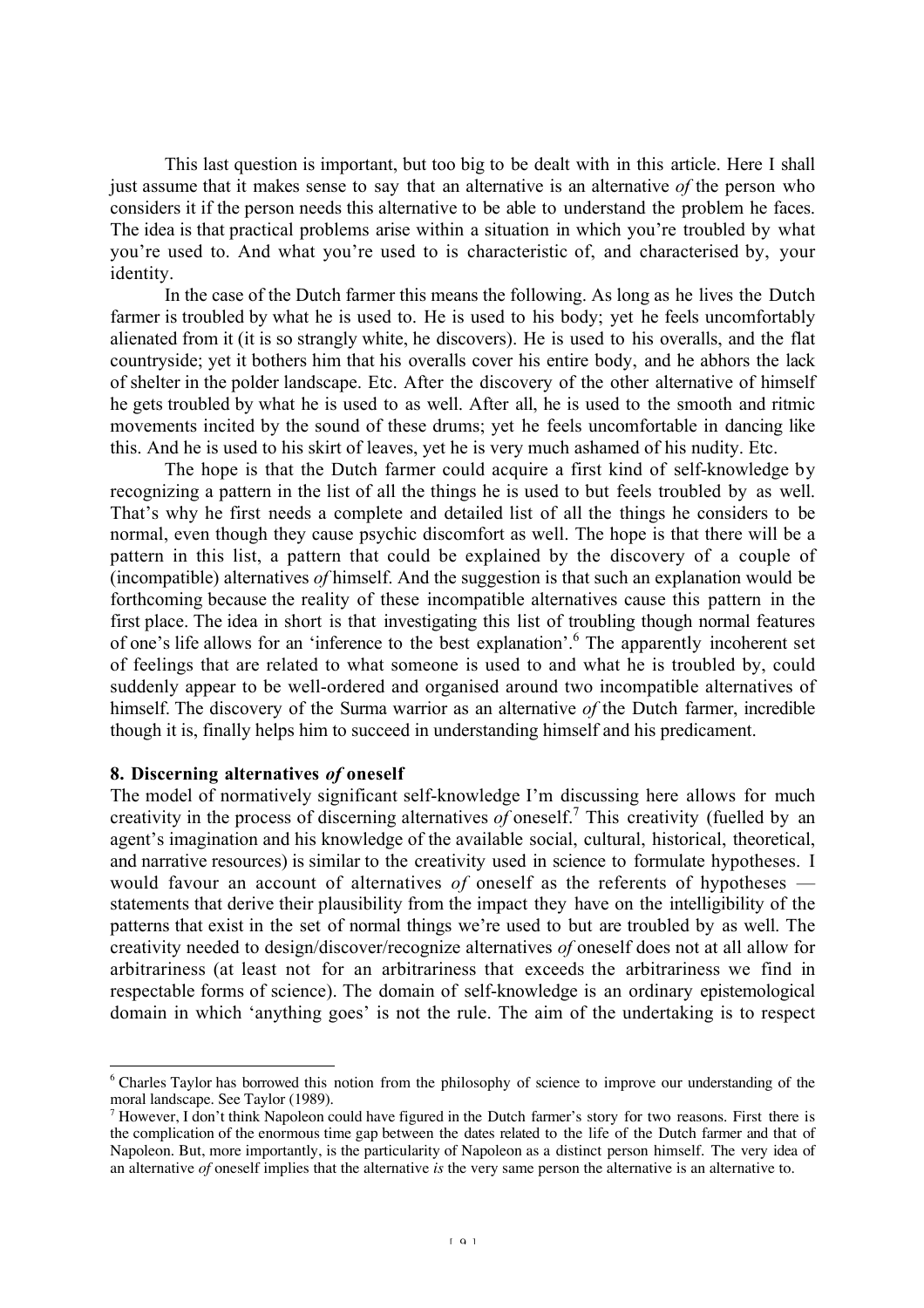This last question is important, but too big to be dealt with in this article. Here I shall just assume that it makes sense to say that an alternative is an alternative *of* the person who considers it if the person needs this alternative to be able to understand the problem he faces. The idea is that practical problems arise within a situation in which you're troubled by what you're used to. And what you're used to is characteristic of, and characterised by, your identity.

In the case of the Dutch farmer this means the following. As long as he lives the Dutch farmer is troubled by what he is used to. He is used to his body; yet he feels uncomfortably alienated from it (it is so strangly white, he discovers). He is used to his overalls, and the flat countryside; yet it bothers him that his overalls cover his entire body, and he abhors the lack of shelter in the polder landscape. Etc. After the discovery of the other alternative of himself he gets troubled by what he is used to as well. After all, he is used to the smooth and ritmic movements incited by the sound of these drums; yet he feels uncomfortable in dancing like this. And he is used to his skirt of leaves, yet he is very much ashamed of his nudity. Etc.

The hope is that the Dutch farmer could acquire a first kind of self-knowledge by recognizing a pattern in the list of all the things he is used to but feels troubled by as well. That's why he first needs a complete and detailed list of all the things he considers to be normal, even though they cause psychic discomfort as well. The hope is that there will be a pattern in this list, a pattern that could be explained by the discovery of a couple of (incompatible) alternatives *of* himself. And the suggestion is that such an explanation would be forthcoming because the reality of these incompatible alternatives cause this pattern in the first place. The idea in short is that investigating this list of troubling though normal features of one's life allows for an 'inference to the best explanation'.[6] The apparently incoherent set of feelings that are related to what someone is used to and what he is troubled by, could suddenly appear to be well-ordered and organised around two incompatible alternatives of himself. The discovery of the Surma warrior as an alternative *of* the Dutch farmer, incredible though it is, finally helps him to succeed in understanding himself and his predicament.

## 8. Discerning alternatives *of* oneself

The model of normatively significant self-knowledge I'm discussing here allows for much creativity in the process of discerning alternatives *of* oneself.[7] This creativity (fuelled by an agent's imagination and his knowledge of the available social, cultural, historical, theoretical, and narrative resources) is similar to the creativity used in science to formulate hypotheses. I would favour an account of alternatives *of* oneself as the referents of hypotheses — statements that derive their plausibility from the impact they have on the intelligibility of the patterns that exist in the set of normal things we're used to but are troubled by as well. The creativity needed to design/discover/recognize alternatives *of* oneself does not at all allow for arbitrariness (at least not for an arbitrariness that exceeds the arbitrariness we find in respectable forms of science). The domain of self-knowledge is an ordinary epistemological domain in which 'anything goes' is not the rule. The aim of the undertaking is to respect

---

[6] Charles Taylor has borrowed this notion from the philosophy of science to improve our understanding of the moral landscape. See Taylor (1989).

[7] However, I don't think Napoleon could have figured in the Dutch farmer's story for two reasons. First there is the complication of the enormous time gap between the dates related to the life of the Dutch farmer and that of Napoleon. But, more importantly, is the particularity of Napoleon as a distinct person himself. The very idea of an alternative *of* oneself implies that the alternative *is* the very same person the alternative is an alternative to.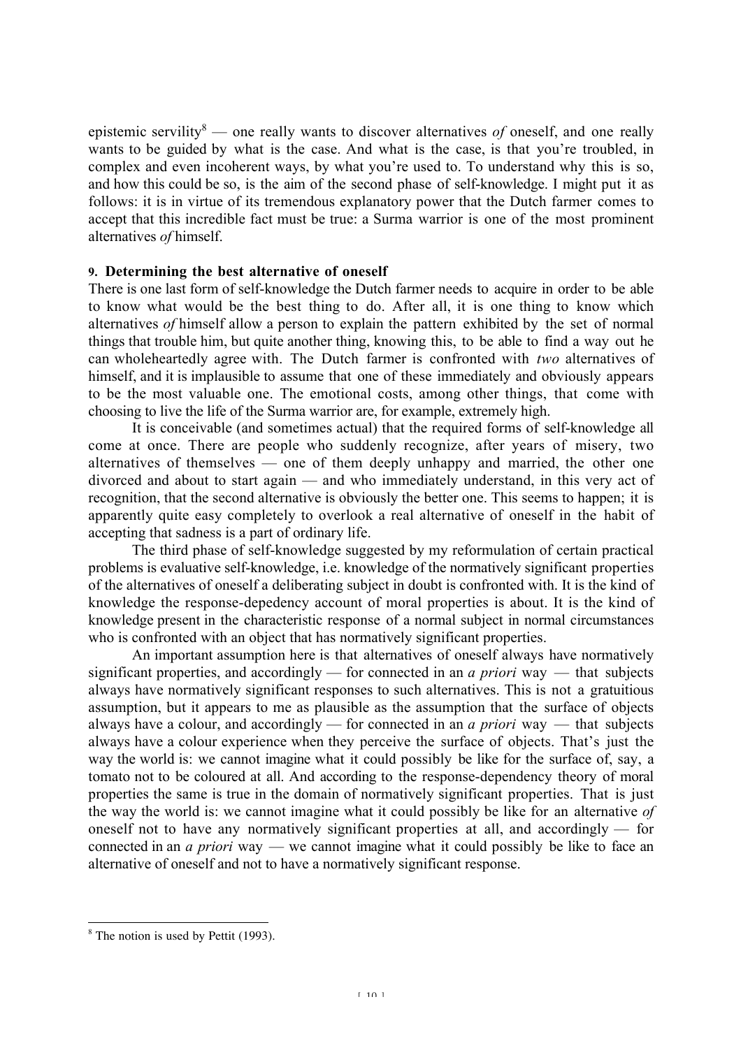epistemic servility[8] — one really wants to discover alternatives *of* oneself, and one really wants to be guided by what is the case. And what is the case, is that you're troubled, in complex and even incoherent ways, by what you're used to. To understand why this is so, and how this could be so, is the aim of the second phase of self-knowledge. I might put it as follows: it is in virtue of its tremendous explanatory power that the Dutch farmer comes to accept that this incredible fact must be true: a Surma warrior is one of the most prominent alternatives *of* himself.

## 9. Determining the best alternative of oneself

There is one last form of self-knowledge the Dutch farmer needs to acquire in order to be able to know what would be the best thing to do. After all, it is one thing to know which alternatives *of* himself allow a person to explain the pattern exhibited by the set of normal things that trouble him, but quite another thing, knowing this, to be able to find a way out he can wholeheartedly agree with. The Dutch farmer is confronted with *two* alternatives of himself, and it is implausible to assume that one of these immediately and obviously appears to be the most valuable one. The emotional costs, among other things, that come with choosing to live the life of the Surma warrior are, for example, extremely high.

It is conceivable (and sometimes actual) that the required forms of self-knowledge all come at once. There are people who suddenly recognize, after years of misery, two alternatives of themselves — one of them deeply unhappy and married, the other one divorced and about to start again — and who immediately understand, in this very act of recognition, that the second alternative is obviously the better one. This seems to happen; it is apparently quite easy completely to overlook a real alternative of oneself in the habit of accepting that sadness is a part of ordinary life.

The third phase of self-knowledge suggested by my reformulation of certain practical problems is evaluative self-knowledge, i.e. knowledge of the normatively significant properties of the alternatives of oneself a deliberating subject in doubt is confronted with. It is the kind of knowledge the response-depedency account of moral properties is about. It is the kind of knowledge present in the characteristic response of a normal subject in normal circumstances who is confronted with an object that has normatively significant properties.

An important assumption here is that alternatives of oneself always have normatively significant properties, and accordingly — for connected in an *a priori* way — that subjects always have normatively significant responses to such alternatives. This is not a gratuitious assumption, but it appears to me as plausible as the assumption that the surface of objects always have a colour, and accordingly — for connected in an *a priori* way — that subjects always have a colour experience when they perceive the surface of objects. That's just the way the world is: we cannot imagine what it could possibly be like for the surface of, say, a tomato not to be coloured at all. And according to the response-dependency theory of moral properties the same is true in the domain of normatively significant properties. That is just the way the world is: we cannot imagine what it could possibly be like for an alternative *of* oneself not to have any normatively significant properties at all, and accordingly — for connected in an *a priori* way — we cannot imagine what it could possibly be like to face an alternative of oneself and not to have a normatively significant response.

---

[8] The notion is used by Pettit (1993).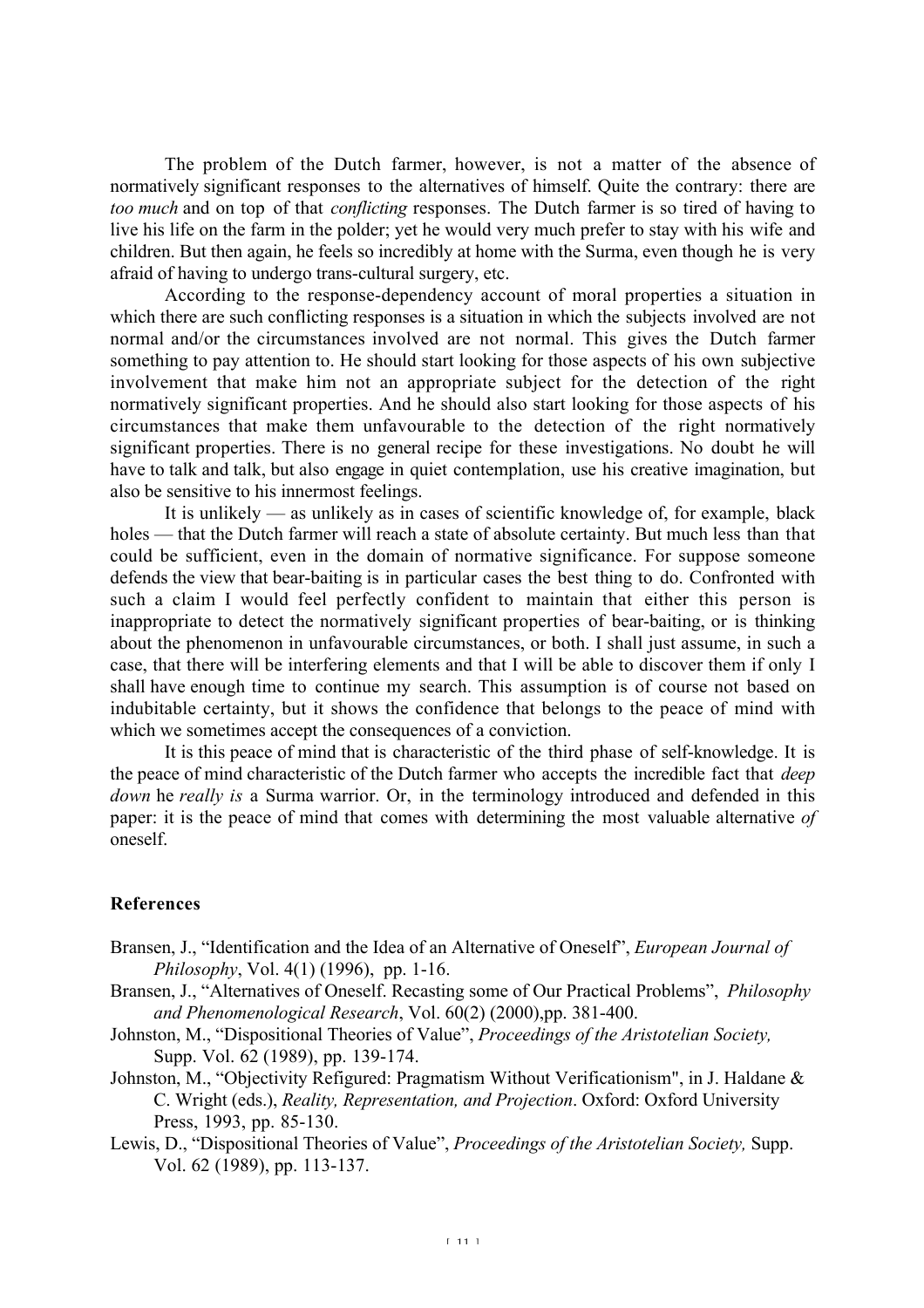The problem of the Dutch farmer, however, is not a matter of the absence of normatively significant responses to the alternatives of himself. Quite the contrary: there are *too much* and on top of that *conflicting* responses. The Dutch farmer is so tired of having to live his life on the farm in the polder; yet he would very much prefer to stay with his wife and children. But then again, he feels so incredibly at home with the Surma, even though he is very afraid of having to undergo trans-cultural surgery, etc.

According to the response-dependency account of moral properties a situation in which there are such conflicting responses is a situation in which the subjects involved are not normal and/or the circumstances involved are not normal. This gives the Dutch farmer something to pay attention to. He should start looking for those aspects of his own subjective involvement that make him not an appropriate subject for the detection of the right normatively significant properties. And he should also start looking for those aspects of his circumstances that make them unfavourable to the detection of the right normatively significant properties. There is no general recipe for these investigations. No doubt he will have to talk and talk, but also engage in quiet contemplation, use his creative imagination, but also be sensitive to his innermost feelings.

It is unlikely — as unlikely as in cases of scientific knowledge of, for example, black holes — that the Dutch farmer will reach a state of absolute certainty. But much less than that could be sufficient, even in the domain of normative significance. For suppose someone defends the view that bear-baiting is in particular cases the best thing to do. Confronted with such a claim I would feel perfectly confident to maintain that either this person is inappropriate to detect the normatively significant properties of bear-baiting, or is thinking about the phenomenon in unfavourable circumstances, or both. I shall just assume, in such a case, that there will be interfering elements and that I will be able to discover them if only I shall have enough time to continue my search. This assumption is of course not based on indubitable certainty, but it shows the confidence that belongs to the peace of mind with which we sometimes accept the consequences of a conviction.

It is this peace of mind that is characteristic of the third phase of self-knowledge. It is the peace of mind characteristic of the Dutch farmer who accepts the incredible fact that *deep down* he *really is* a Surma warrior. Or, in the terminology introduced and defended in this paper: it is the peace of mind that comes with determining the most valuable alternative *of* oneself.

## References

Bransen, J., "Identification and the Idea of an Alternative of Oneself", *European Journal of Philosophy*, Vol. 4(1) (1996), pp. 1-16.

Bransen, J., "Alternatives of Oneself. Recasting some of Our Practical Problems", *Philosophy and Phenomenological Research*, Vol. 60(2) (2000),pp. 381-400.

Johnston, M., "Dispositional Theories of Value", *Proceedings of the Aristotelian Society,* Supp. Vol. 62 (1989), pp. 139-174.

Johnston, M., "Objectivity Refigured: Pragmatism Without Verificationism", in J. Haldane & C. Wright (eds.), *Reality, Representation, and Projection*. Oxford: Oxford University Press, 1993, pp. 85-130.

Lewis, D., "Dispositional Theories of Value", *Proceedings of the Aristotelian Society,* Supp. Vol. 62 (1989), pp. 113-137.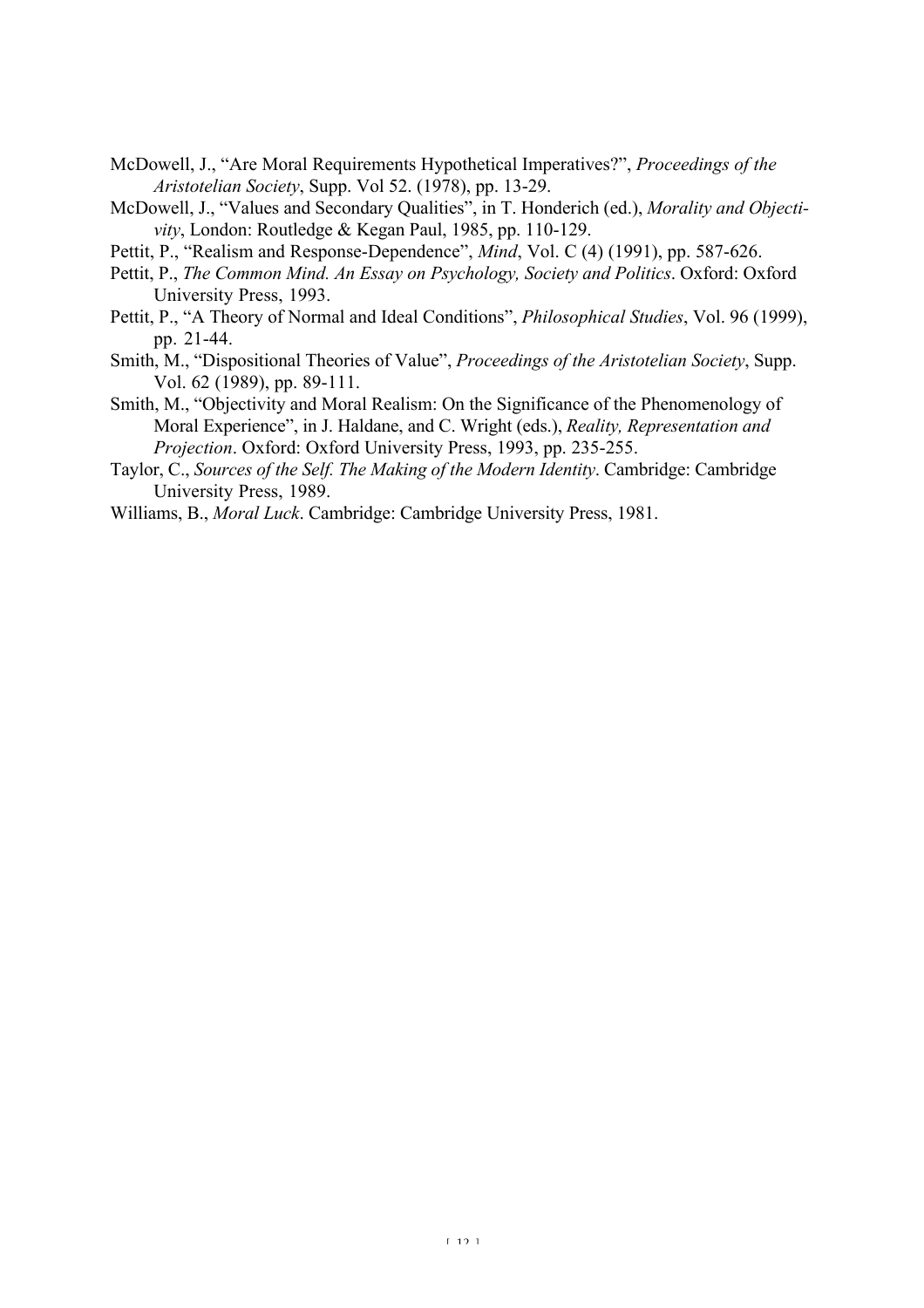McDowell, J., "Are Moral Requirements Hypothetical Imperatives?", *Proceedings of the Aristotelian Society*, Supp. Vol 52. (1978), pp. 13-29.

McDowell, J., "Values and Secondary Qualities", in T. Honderich (ed.), *Morality and Objectivity*, London: Routledge & Kegan Paul, 1985, pp. 110-129.

Pettit, P., "Realism and Response-Dependence", *Mind*, Vol. C (4) (1991), pp. 587-626.

Pettit, P., *The Common Mind. An Essay on Psychology, Society and Politics*. Oxford: Oxford University Press, 1993.

Pettit, P., "A Theory of Normal and Ideal Conditions", *Philosophical Studies*, Vol. 96 (1999), pp. 21-44.

Smith, M., "Dispositional Theories of Value", *Proceedings of the Aristotelian Society*, Supp. Vol. 62 (1989), pp. 89-111.

Smith, M., "Objectivity and Moral Realism: On the Significance of the Phenomenology of Moral Experience", in J. Haldane, and C. Wright (eds.), *Reality, Representation and Projection*. Oxford: Oxford University Press, 1993, pp. 235-255.

Taylor, C., *Sources of the Self. The Making of the Modern Identity*. Cambridge: Cambridge University Press, 1989.

Williams, B., *Moral Luck*. Cambridge: Cambridge University Press, 1981.